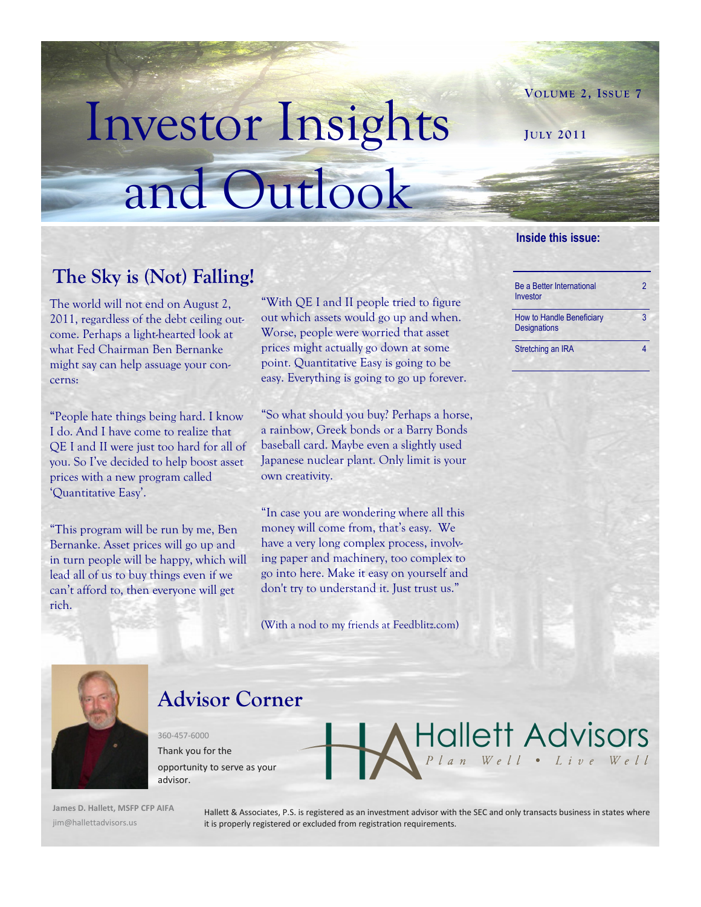# Investor Insights and Outlook

Volume 2, Issue 7

July 2011

**Inside this issue:**

| | |
|---|---|
| Be a Better International Investor | 2 |
| How to Handle Beneficiary Designations | 3 |
| Stretching an IRA | 4 |

## The Sky is (Not) Falling!

The world will not end on August 2, 2011, regardless of the debt ceiling outcome. Perhaps a light-hearted look at what Fed Chairman Ben Bernanke might say can help assuage your concerns:

"People hate things being hard. I know I do. And I have come to realize that QE I and II were just too hard for all of you. So I've decided to help boost asset prices with a new program called 'Quantitative Easy'.

"This program will be run by me, Ben Bernanke. Asset prices will go up and in turn people will be happy, which will lead all of us to buy things even if we can't afford to, then everyone will get rich.

"With QE I and II people tried to figure out which assets would go up and when. Worse, people were worried that asset prices might actually go down at some point. Quantitative Easy is going to be easy. Everything is going to go up forever.

"So what should you buy? Perhaps a horse, a rainbow, Greek bonds or a Barry Bonds baseball card. Maybe even a slightly used Japanese nuclear plant. Only limit is your own creativity.

"In case you are wondering where all this money will come from, that's easy. We have a very long complex process, involving paper and machinery, too complex to go into here. Make it easy on yourself and don't try to understand it. Just trust us."

(With a nod to my friends at Feedblitz.com)

## Advisor Corner

360-457-6000

Thank you for the opportunity to serve as your advisor.

**James D. Hallett, MSFP CFP AIFA**
jim@hallettadvisors.us

Hallett Advisors
*Plan Well • Live Well*

Hallett & Associates, P.S. is registered as an investment advisor with the SEC and only transacts business in states where it is properly registered or excluded from registration requirements.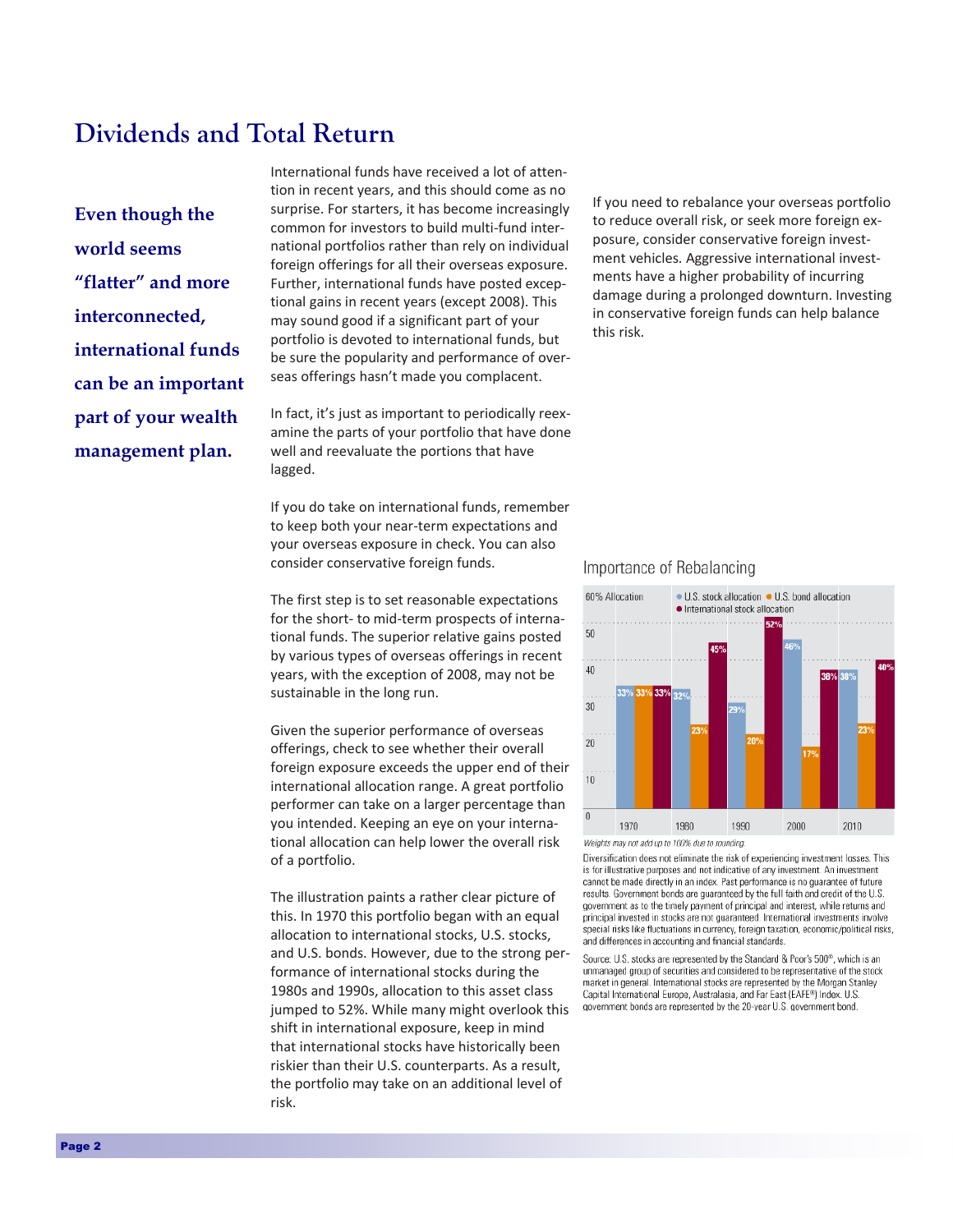# Dividends and Total Return

**Even though the world seems "flatter" and more interconnected, international funds can be an important part of your wealth management plan.**

International funds have received a lot of attention in recent years, and this should come as no surprise. For starters, it has become increasingly common for investors to build multi-fund international portfolios rather than rely on individual foreign offerings for all their overseas exposure. Further, international funds have posted exceptional gains in recent years (except 2008). This may sound good if a significant part of your portfolio is devoted to international funds, but be sure the popularity and performance of overseas offerings hasn't made you complacent.

In fact, it's just as important to periodically reexamine the parts of your portfolio that have done well and reevaluate the portions that have lagged.

If you do take on international funds, remember to keep both your near-term expectations and your overseas exposure in check. You can also consider conservative foreign funds.

The first step is to set reasonable expectations for the short- to mid-term prospects of international funds. The superior relative gains posted by various types of overseas offerings in recent years, with the exception of 2008, may not be sustainable in the long run.

Given the superior performance of overseas offerings, check to see whether their overall foreign exposure exceeds the upper end of their international allocation range. A great portfolio performer can take on a larger percentage than you intended. Keeping an eye on your international allocation can help lower the overall risk of a portfolio.

The illustration paints a rather clear picture of this. In 1970 this portfolio began with an equal allocation to international stocks, U.S. stocks, and U.S. bonds. However, due to the strong performance of international stocks during the 1980s and 1990s, allocation to this asset class jumped to 52%. While many might overlook this shift in international exposure, keep in mind that international stocks have historically been riskier than their U.S. counterparts. As a result, the portfolio may take on an additional level of risk.

If you need to rebalance your overseas portfolio to reduce overall risk, or seek more foreign exposure, consider conservative foreign investment vehicles. Aggressive international investments have a higher probability of incurring damage during a prolonged downturn. Investing in conservative foreign funds can help balance this risk.

### Importance of Rebalancing

| Year | U.S. stock allocation | U.S. bond allocation | International stock allocation |
|---|---|---|---|
| 1970 | 33% | 33% | 33% |
| 1980 | 32% | 23% | 45% |
| 1990 | 29% | 20% | 52% |
| 2000 | 46% | 17% | 38% |
| 2010 | 38% | 23% | 40% |

*Weights may not add up to 100% due to rounding.*

Diversification does not eliminate the risk of experiencing investment losses. This is for illustrative purposes and not indicative of any investment. An investment cannot be made directly in an index. Past performance is no guarantee of future results. Government bonds are guaranteed by the full faith and credit of the U.S. government as to the timely payment of principal and interest, while returns and principal invested in stocks are not guaranteed. International investments involve special risks like fluctuations in currency, foreign taxation, economic/political risks, and differences in accounting and financial standards.

Source: U.S. stocks are represented by the Standard & Poor's 500®, which is an unmanaged group of securities and considered to be representative of the stock market in general. International stocks are represented by the Morgan Stanley Capital International Europe, Australasia, and Far East (EAFE®) Index. U.S. government bonds are represented by the 20-year U.S. government bond.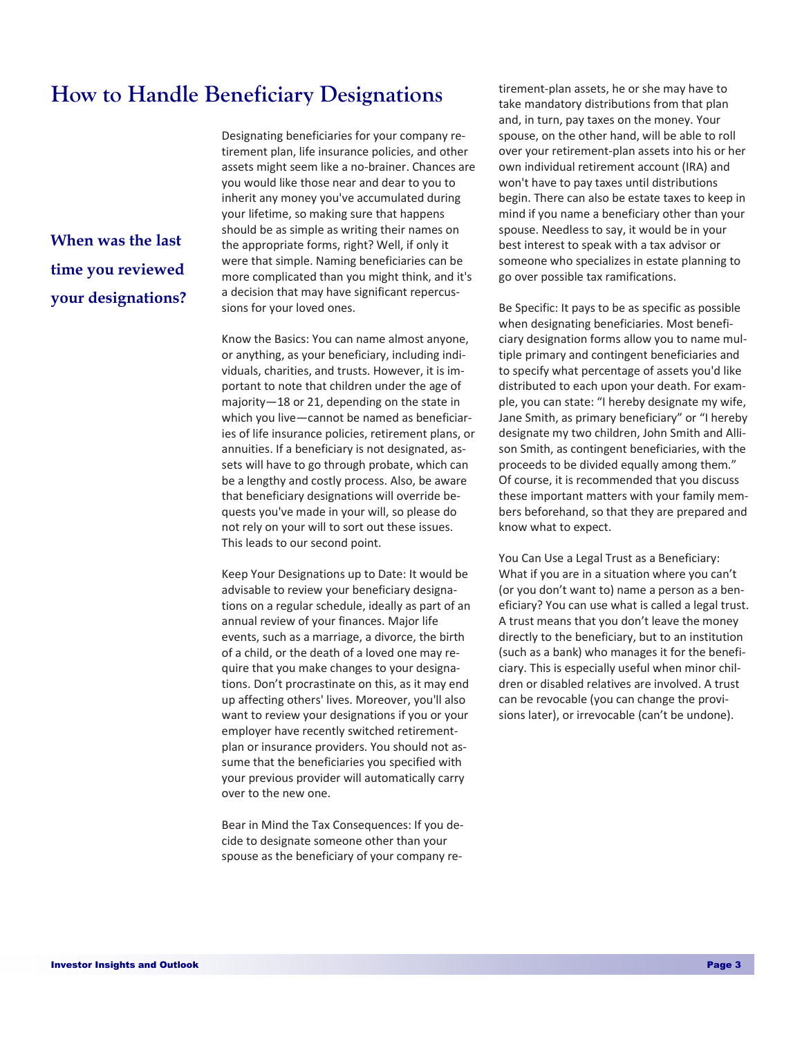# How to Handle Beneficiary Designations

**When was the last time you reviewed your designations?**

Designating beneficiaries for your company retirement plan, life insurance policies, and other assets might seem like a no-brainer. Chances are you would like those near and dear to you to inherit any money you've accumulated during your lifetime, so making sure that happens should be as simple as writing their names on the appropriate forms, right? Well, if only it were that simple. Naming beneficiaries can be more complicated than you might think, and it's a decision that may have significant repercussions for your loved ones.

Know the Basics: You can name almost anyone, or anything, as your beneficiary, including individuals, charities, and trusts. However, it is important to note that children under the age of majority—18 or 21, depending on the state in which you live—cannot be named as beneficiaries of life insurance policies, retirement plans, or annuities. If a beneficiary is not designated, assets will have to go through probate, which can be a lengthy and costly process. Also, be aware that beneficiary designations will override bequests you've made in your will, so please do not rely on your will to sort out these issues. This leads to our second point.

Keep Your Designations up to Date: It would be advisable to review your beneficiary designations on a regular schedule, ideally as part of an annual review of your finances. Major life events, such as a marriage, a divorce, the birth of a child, or the death of a loved one may require that you make changes to your designations. Don't procrastinate on this, as it may end up affecting others' lives. Moreover, you'll also want to review your designations if you or your employer have recently switched retirement-plan or insurance providers. You should not assume that the beneficiaries you specified with your previous provider will automatically carry over to the new one.

Bear in Mind the Tax Consequences: If you decide to designate someone other than your spouse as the beneficiary of your company retirement-plan assets, he or she may have to take mandatory distributions from that plan and, in turn, pay taxes on the money. Your spouse, on the other hand, will be able to roll over your retirement-plan assets into his or her own individual retirement account (IRA) and won't have to pay taxes until distributions begin. There can also be estate taxes to keep in mind if you name a beneficiary other than your spouse. Needless to say, it would be in your best interest to speak with a tax advisor or someone who specializes in estate planning to go over possible tax ramifications.

Be Specific: It pays to be as specific as possible when designating beneficiaries. Most beneficiary designation forms allow you to name multiple primary and contingent beneficiaries and to specify what percentage of assets you'd like distributed to each upon your death. For example, you can state: "I hereby designate my wife, Jane Smith, as primary beneficiary" or "I hereby designate my two children, John Smith and Allison Smith, as contingent beneficiaries, with the proceeds to be divided equally among them." Of course, it is recommended that you discuss these important matters with your family members beforehand, so that they are prepared and know what to expect.

You Can Use a Legal Trust as a Beneficiary: What if you are in a situation where you can't (or you don't want to) name a person as a beneficiary? You can use what is called a legal trust. A trust means that you don't leave the money directly to the beneficiary, but to an institution (such as a bank) who manages it for the beneficiary. This is especially useful when minor children or disabled relatives are involved. A trust can be revocable (you can change the provisions later), or irrevocable (can't be undone).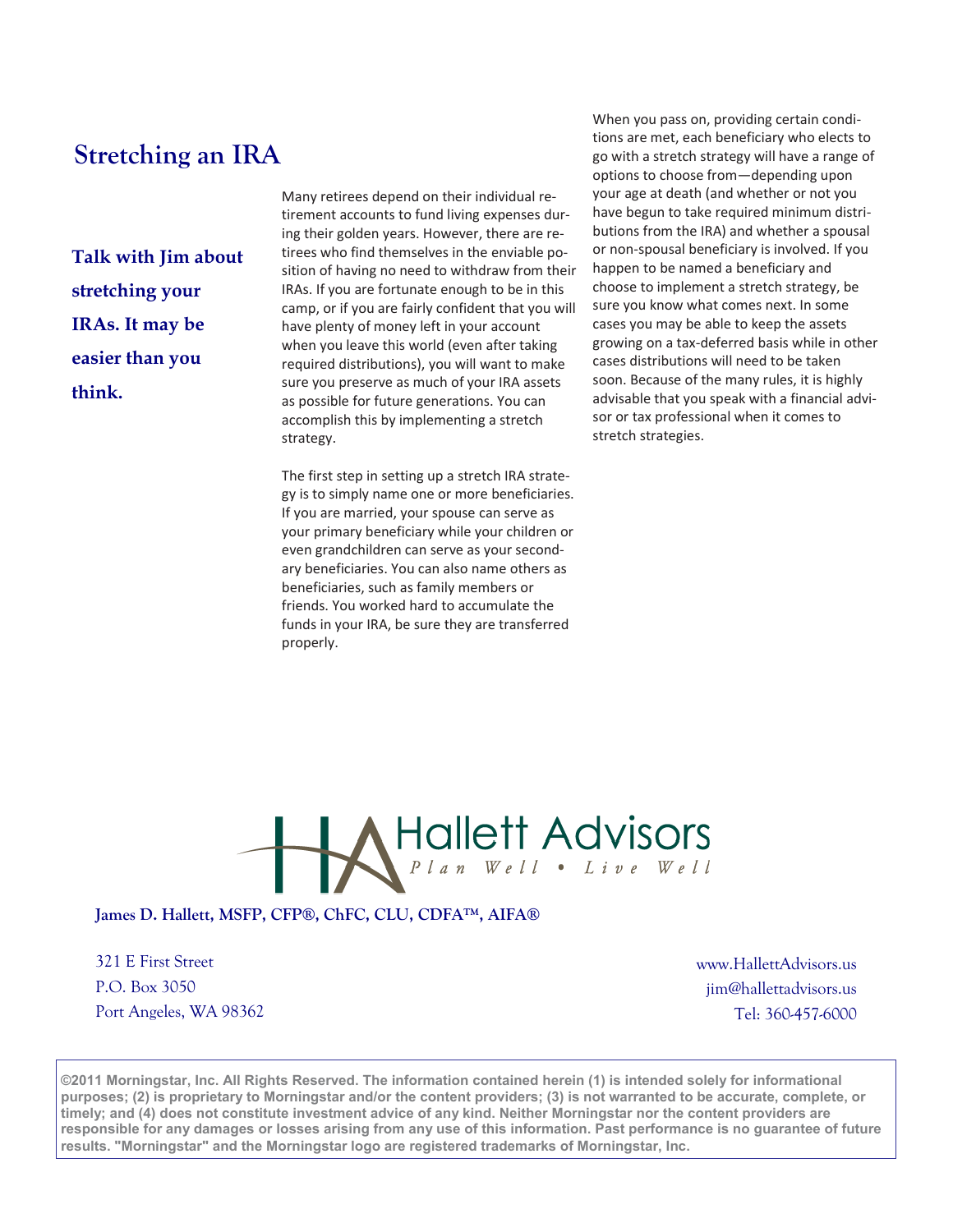## Stretching an IRA

**Talk with Jim about stretching your IRAs. It may be easier than you think.**

Many retirees depend on their individual retirement accounts to fund living expenses during their golden years. However, there are retirees who find themselves in the enviable position of having no need to withdraw from their IRAs. If you are fortunate enough to be in this camp, or if you are fairly confident that you will have plenty of money left in your account when you leave this world (even after taking required distributions), you will want to make sure you preserve as much of your IRA assets as possible for future generations. You can accomplish this by implementing a stretch strategy.

The first step in setting up a stretch IRA strategy is to simply name one or more beneficiaries. If you are married, your spouse can serve as your primary beneficiary while your children or even grandchildren can serve as your secondary beneficiaries. You can also name others as beneficiaries, such as family members or friends. You worked hard to accumulate the funds in your IRA, be sure they are transferred properly.

When you pass on, providing certain conditions are met, each beneficiary who elects to go with a stretch strategy will have a range of options to choose from—depending upon your age at death (and whether or not you have begun to take required minimum distributions from the IRA) and whether a spousal or non-spousal beneficiary is involved. If you happen to be named a beneficiary and choose to implement a stretch strategy, be sure you know what comes next. In some cases you may be able to keep the assets growing on a tax-deferred basis while in other cases distributions will need to be taken soon. Because of the many rules, it is highly advisable that you speak with a financial advisor or tax professional when it comes to stretch strategies.

Hallett Advisors
*Plan Well • Live Well*

**James D. Hallett, MSFP, CFP®, ChFC, CLU, CDFA™, AIFA®**

321 E First Street
P.O. Box 3050
Port Angeles, WA 98362

www.HallettAdvisors.us
jim@hallettadvisors.us
Tel: 360-457-6000

**©2011 Morningstar, Inc. All Rights Reserved. The information contained herein (1) is intended solely for informational purposes; (2) is proprietary to Morningstar and/or the content providers; (3) is not warranted to be accurate, complete, or timely; and (4) does not constitute investment advice of any kind. Neither Morningstar nor the content providers are responsible for any damages or losses arising from any use of this information. Past performance is no guarantee of future results. "Morningstar" and the Morningstar logo are registered trademarks of Morningstar, Inc.**